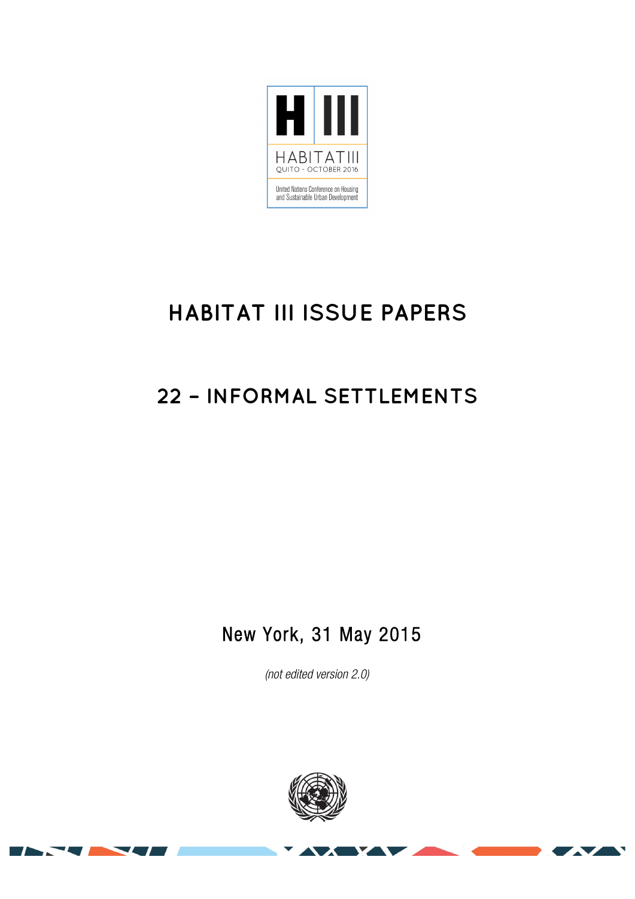H III

HABITAT III

QUITO - OCTOBER 2016

United Nations Conference on Housing and Sustainable Urban Development

# HABITAT III ISSUE PAPERS

## 22 – INFORMAL SETTLEMENTS

New York, 31 May 2015

*(not edited version 2.0)*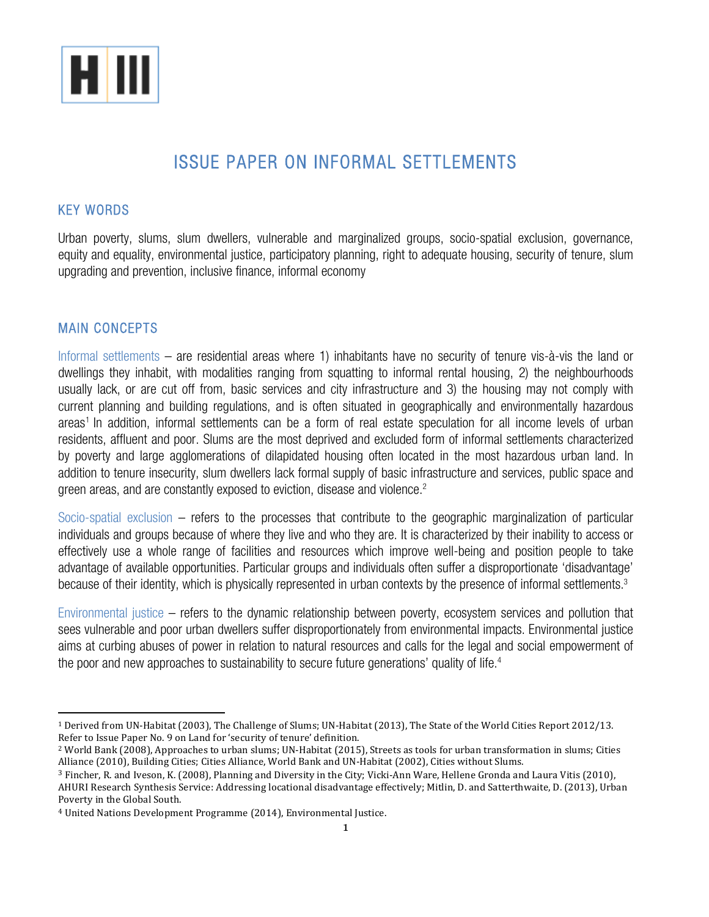# ISSUE PAPER ON INFORMAL SETTLEMENTS

## KEY WORDS

Urban poverty, slums, slum dwellers, vulnerable and marginalized groups, socio-spatial exclusion, governance, equity and equality, environmental justice, participatory planning, right to adequate housing, security of tenure, slum upgrading and prevention, inclusive finance, informal economy

## MAIN CONCEPTS

Informal settlements – are residential areas where 1) inhabitants have no security of tenure vis-à-vis the land or dwellings they inhabit, with modalities ranging from squatting to informal rental housing, 2) the neighbourhoods usually lack, or are cut off from, basic services and city infrastructure and 3) the housing may not comply with current planning and building regulations, and is often situated in geographically and environmentally hazardous areas[1] In addition, informal settlements can be a form of real estate speculation for all income levels of urban residents, affluent and poor. Slums are the most deprived and excluded form of informal settlements characterized by poverty and large agglomerations of dilapidated housing often located in the most hazardous urban land. In addition to tenure insecurity, slum dwellers lack formal supply of basic infrastructure and services, public space and green areas, and are constantly exposed to eviction, disease and violence.[2]

Socio-spatial exclusion – refers to the processes that contribute to the geographic marginalization of particular individuals and groups because of where they live and who they are. It is characterized by their inability to access or effectively use a whole range of facilities and resources which improve well-being and position people to take advantage of available opportunities. Particular groups and individuals often suffer a disproportionate 'disadvantage' because of their identity, which is physically represented in urban contexts by the presence of informal settlements.[3]

Environmental justice – refers to the dynamic relationship between poverty, ecosystem services and pollution that sees vulnerable and poor urban dwellers suffer disproportionately from environmental impacts. Environmental justice aims at curbing abuses of power in relation to natural resources and calls for the legal and social empowerment of the poor and new approaches to sustainability to secure future generations' quality of life.[4]

---

[1] Derived from UN-Habitat (2003), The Challenge of Slums; UN-Habitat (2013), The State of the World Cities Report 2012/13. Refer to Issue Paper No. 9 on Land for 'security of tenure' definition.

[2] World Bank (2008), Approaches to urban slums; UN-Habitat (2015), Streets as tools for urban transformation in slums; Cities Alliance (2010), Building Cities; Cities Alliance, World Bank and UN-Habitat (2002), Cities without Slums.

[3] Fincher, R. and Iveson, K. (2008), Planning and Diversity in the City; Vicki-Ann Ware, Hellene Gronda and Laura Vitis (2010), AHURI Research Synthesis Service: Addressing locational disadvantage effectively; Mitlin, D. and Satterthwaite, D. (2013), Urban Poverty in the Global South.

[4] United Nations Development Programme (2014), Environmental Justice.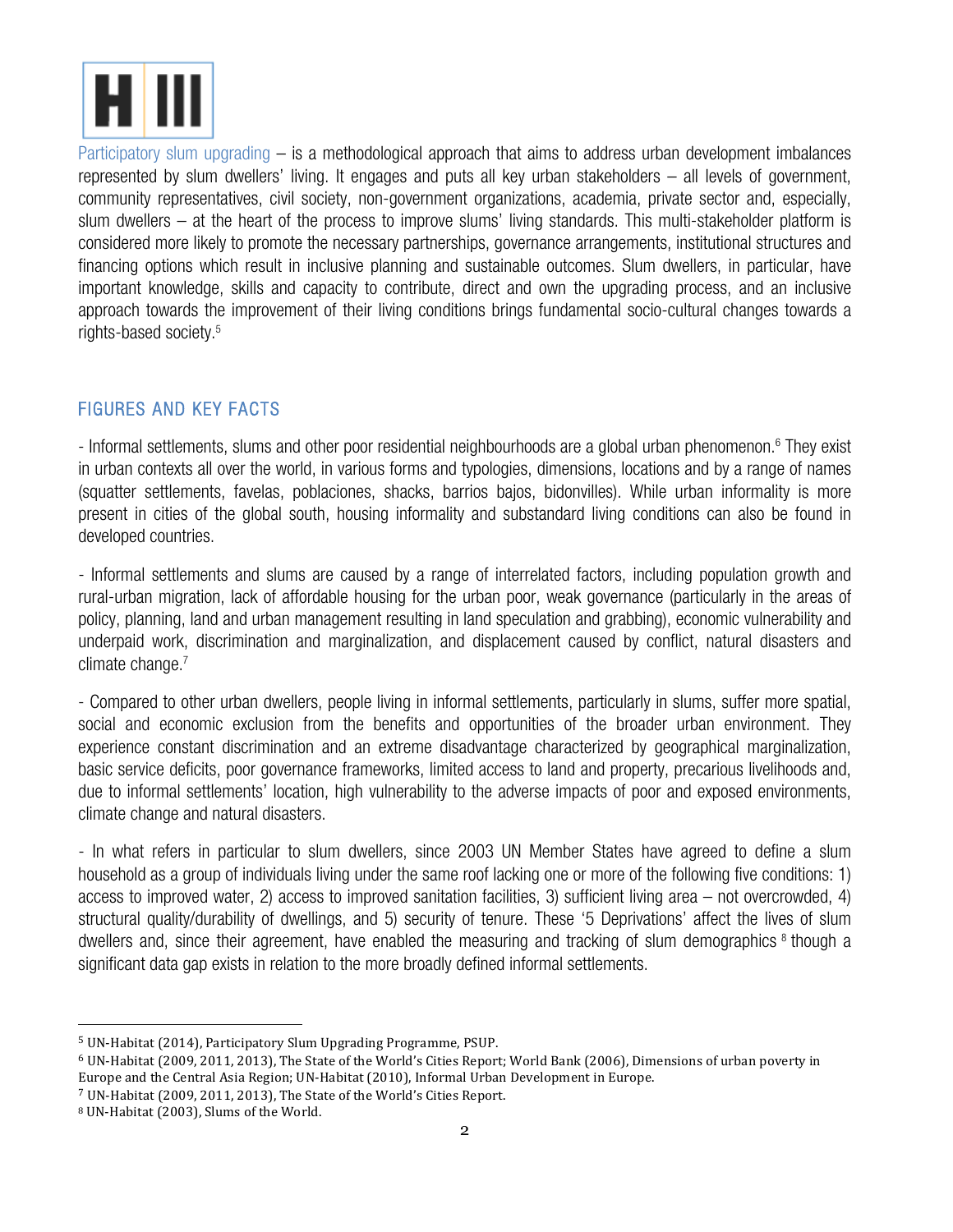Participatory slum upgrading – is a methodological approach that aims to address urban development imbalances represented by slum dwellers' living. It engages and puts all key urban stakeholders – all levels of government, community representatives, civil society, non-government organizations, academia, private sector and, especially, slum dwellers – at the heart of the process to improve slums' living standards. This multi-stakeholder platform is considered more likely to promote the necessary partnerships, governance arrangements, institutional structures and financing options which result in inclusive planning and sustainable outcomes. Slum dwellers, in particular, have important knowledge, skills and capacity to contribute, direct and own the upgrading process, and an inclusive approach towards the improvement of their living conditions brings fundamental socio-cultural changes towards a rights-based society.[5]

## FIGURES AND KEY FACTS

- Informal settlements, slums and other poor residential neighbourhoods are a global urban phenomenon.[6] They exist in urban contexts all over the world, in various forms and typologies, dimensions, locations and by a range of names (squatter settlements, favelas, poblaciones, shacks, barrios bajos, bidonvilles). While urban informality is more present in cities of the global south, housing informality and substandard living conditions can also be found in developed countries.

- Informal settlements and slums are caused by a range of interrelated factors, including population growth and rural-urban migration, lack of affordable housing for the urban poor, weak governance (particularly in the areas of policy, planning, land and urban management resulting in land speculation and grabbing), economic vulnerability and underpaid work, discrimination and marginalization, and displacement caused by conflict, natural disasters and climate change.[7]

- Compared to other urban dwellers, people living in informal settlements, particularly in slums, suffer more spatial, social and economic exclusion from the benefits and opportunities of the broader urban environment. They experience constant discrimination and an extreme disadvantage characterized by geographical marginalization, basic service deficits, poor governance frameworks, limited access to land and property, precarious livelihoods and, due to informal settlements' location, high vulnerability to the adverse impacts of poor and exposed environments, climate change and natural disasters.

- In what refers in particular to slum dwellers, since 2003 UN Member States have agreed to define a slum household as a group of individuals living under the same roof lacking one or more of the following five conditions: 1) access to improved water, 2) access to improved sanitation facilities, 3) sufficient living area – not overcrowded, 4) structural quality/durability of dwellings, and 5) security of tenure. These '5 Deprivations' affect the lives of slum dwellers and, since their agreement, have enabled the measuring and tracking of slum demographics [8] though a significant data gap exists in relation to the more broadly defined informal settlements.

---

[5] UN-Habitat (2014), Participatory Slum Upgrading Programme, PSUP.

[6] UN-Habitat (2009, 2011, 2013), The State of the World's Cities Report; World Bank (2006), Dimensions of urban poverty in Europe and the Central Asia Region; UN-Habitat (2010), Informal Urban Development in Europe.

[7] UN-Habitat (2009, 2011, 2013), The State of the World's Cities Report.

[8] UN-Habitat (2003), Slums of the World.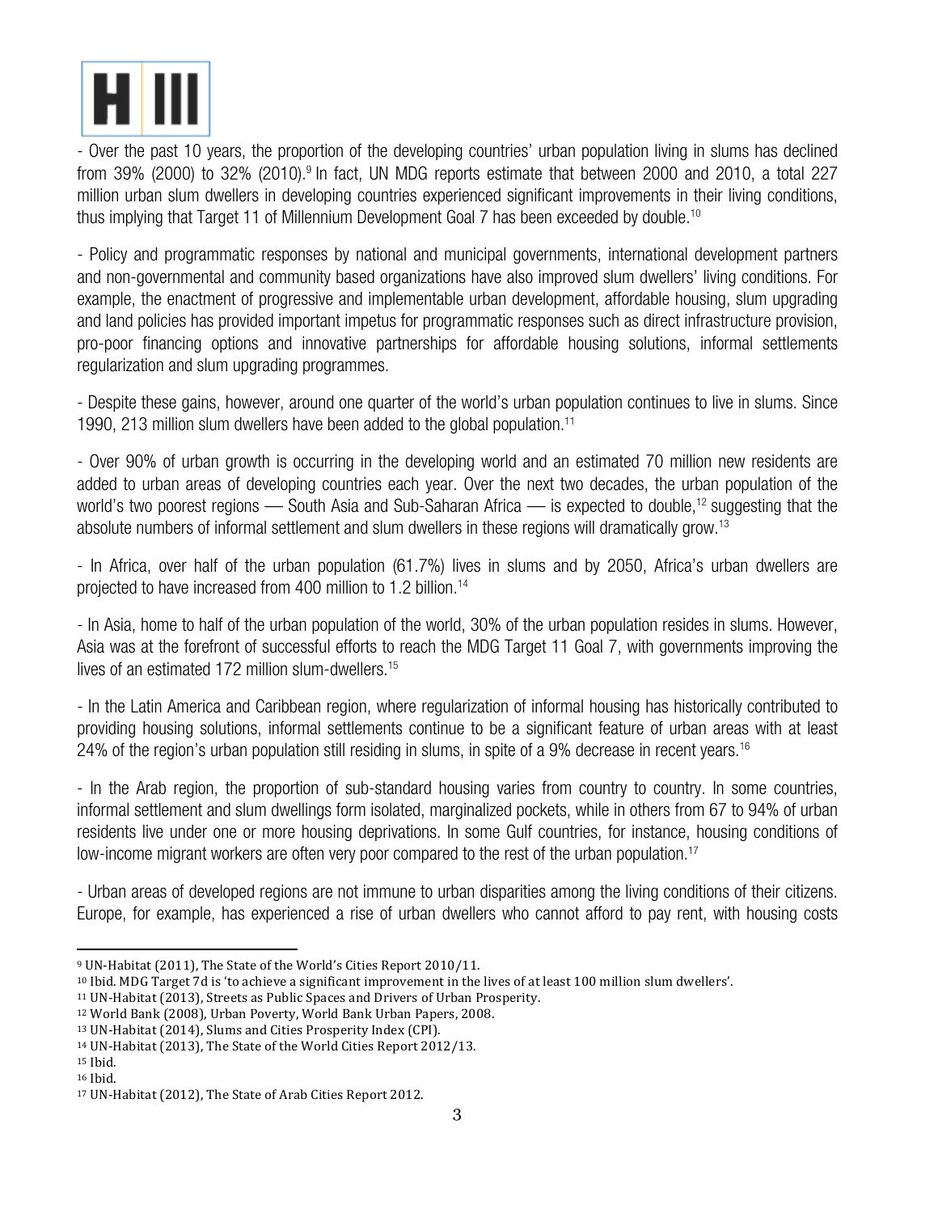- Over the past 10 years, the proportion of the developing countries' urban population living in slums has declined from 39% (2000) to 32% (2010).[9] In fact, UN MDG reports estimate that between 2000 and 2010, a total 227 million urban slum dwellers in developing countries experienced significant improvements in their living conditions, thus implying that Target 11 of Millennium Development Goal 7 has been exceeded by double.[10]

- Policy and programmatic responses by national and municipal governments, international development partners and non-governmental and community based organizations have also improved slum dwellers' living conditions. For example, the enactment of progressive and implementable urban development, affordable housing, slum upgrading and land policies has provided important impetus for programmatic responses such as direct infrastructure provision, pro-poor financing options and innovative partnerships for affordable housing solutions, informal settlements regularization and slum upgrading programmes.

- Despite these gains, however, around one quarter of the world's urban population continues to live in slums. Since 1990, 213 million slum dwellers have been added to the global population.[11]

- Over 90% of urban growth is occurring in the developing world and an estimated 70 million new residents are added to urban areas of developing countries each year. Over the next two decades, the urban population of the world's two poorest regions — South Asia and Sub-Saharan Africa — is expected to double,[12] suggesting that the absolute numbers of informal settlement and slum dwellers in these regions will dramatically grow.[13]

- In Africa, over half of the urban population (61.7%) lives in slums and by 2050, Africa's urban dwellers are projected to have increased from 400 million to 1.2 billion.[14]

- In Asia, home to half of the urban population of the world, 30% of the urban population resides in slums. However, Asia was at the forefront of successful efforts to reach the MDG Target 11 Goal 7, with governments improving the lives of an estimated 172 million slum-dwellers.[15]

- In the Latin America and Caribbean region, where regularization of informal housing has historically contributed to providing housing solutions, informal settlements continue to be a significant feature of urban areas with at least 24% of the region's urban population still residing in slums, in spite of a 9% decrease in recent years.[16]

- In the Arab region, the proportion of sub-standard housing varies from country to country. In some countries, informal settlement and slum dwellings form isolated, marginalized pockets, while in others from 67 to 94% of urban residents live under one or more housing deprivations. In some Gulf countries, for instance, housing conditions of low-income migrant workers are often very poor compared to the rest of the urban population.[17]

- Urban areas of developed regions are not immune to urban disparities among the living conditions of their citizens. Europe, for example, has experienced a rise of urban dwellers who cannot afford to pay rent, with housing costs

---

[9] UN-Habitat (2011), The State of the World's Cities Report 2010/11.

[10] Ibid. MDG Target 7d is 'to achieve a significant improvement in the lives of at least 100 million slum dwellers'.

[11] UN-Habitat (2013), Streets as Public Spaces and Drivers of Urban Prosperity.

[12] World Bank (2008), Urban Poverty, World Bank Urban Papers, 2008.

[13] UN-Habitat (2014), Slums and Cities Prosperity Index (CPI).

[14] UN-Habitat (2013), The State of the World Cities Report 2012/13.

[15] Ibid.

[16] Ibid.

[17] UN-Habitat (2012), The State of Arab Cities Report 2012.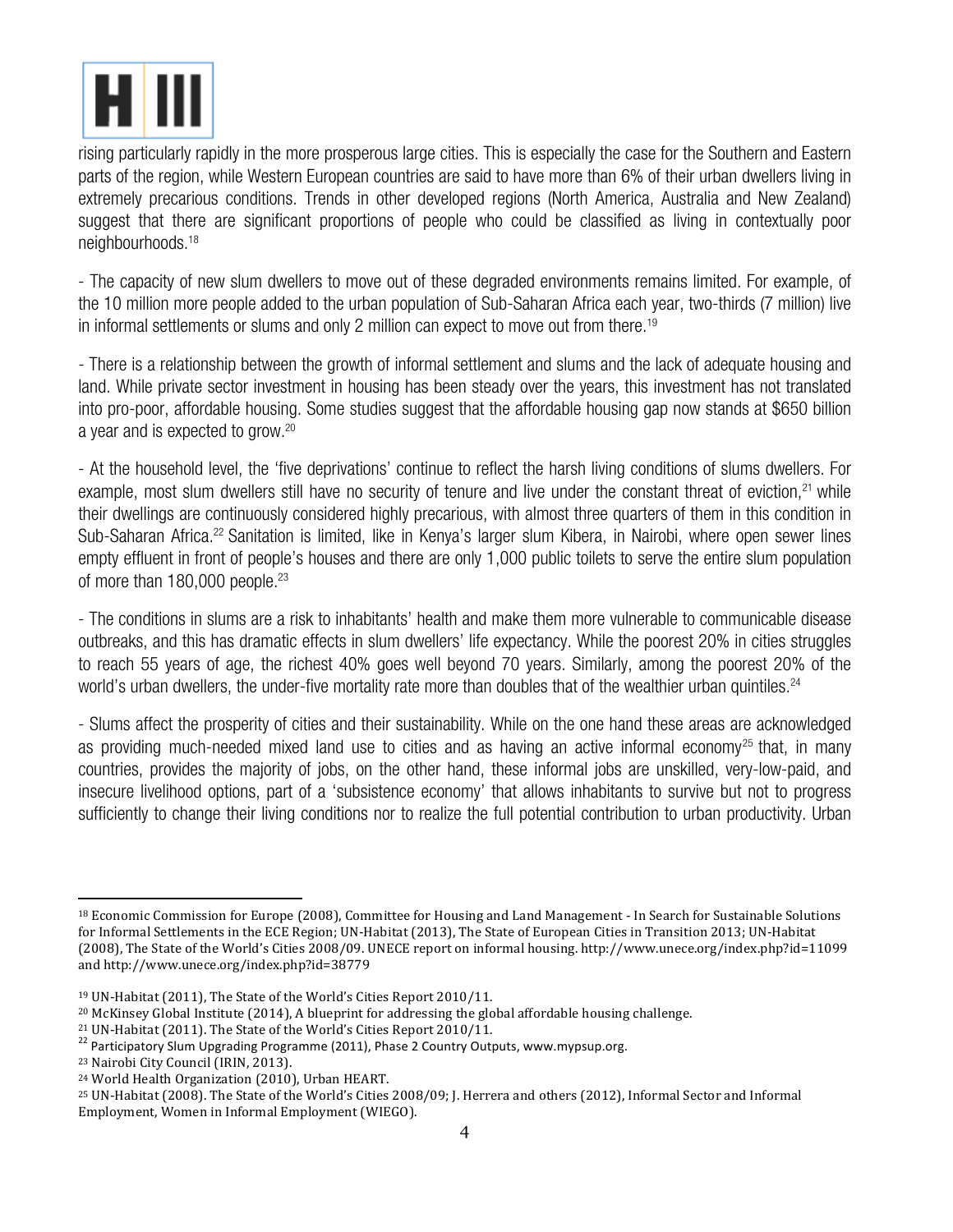rising particularly rapidly in the more prosperous large cities. This is especially the case for the Southern and Eastern parts of the region, while Western European countries are said to have more than 6% of their urban dwellers living in extremely precarious conditions. Trends in other developed regions (North America, Australia and New Zealand) suggest that there are significant proportions of people who could be classified as living in contextually poor neighbourhoods.[18]

- The capacity of new slum dwellers to move out of these degraded environments remains limited. For example, of the 10 million more people added to the urban population of Sub-Saharan Africa each year, two-thirds (7 million) live in informal settlements or slums and only 2 million can expect to move out from there.[19]

- There is a relationship between the growth of informal settlement and slums and the lack of adequate housing and land. While private sector investment in housing has been steady over the years, this investment has not translated into pro-poor, affordable housing. Some studies suggest that the affordable housing gap now stands at $650 billion a year and is expected to grow.[20]

- At the household level, the 'five deprivations' continue to reflect the harsh living conditions of slums dwellers. For example, most slum dwellers still have no security of tenure and live under the constant threat of eviction,[21] while their dwellings are continuously considered highly precarious, with almost three quarters of them in this condition in Sub-Saharan Africa.[22] Sanitation is limited, like in Kenya's larger slum Kibera, in Nairobi, where open sewer lines empty effluent in front of people's houses and there are only 1,000 public toilets to serve the entire slum population of more than 180,000 people.[23]

- The conditions in slums are a risk to inhabitants' health and make them more vulnerable to communicable disease outbreaks, and this has dramatic effects in slum dwellers' life expectancy. While the poorest 20% in cities struggles to reach 55 years of age, the richest 40% goes well beyond 70 years. Similarly, among the poorest 20% of the world's urban dwellers, the under-five mortality rate more than doubles that of the wealthier urban quintiles.[24]

- Slums affect the prosperity of cities and their sustainability. While on the one hand these areas are acknowledged as providing much-needed mixed land use to cities and as having an active informal economy[25] that, in many countries, provides the majority of jobs, on the other hand, these informal jobs are unskilled, very-low-paid, and insecure livelihood options, part of a 'subsistence economy' that allows inhabitants to survive but not to progress sufficiently to change their living conditions nor to realize the full potential contribution to urban productivity. Urban

---

[18] Economic Commission for Europe (2008), Committee for Housing and Land Management - In Search for Sustainable Solutions for Informal Settlements in the ECE Region; UN-Habitat (2013), The State of European Cities in Transition 2013; UN-Habitat (2008), The State of the World's Cities 2008/09. UNECE report on informal housing. http://www.unece.org/index.php?id=11099 and http://www.unece.org/index.php?id=38779

[19] UN-Habitat (2011), The State of the World's Cities Report 2010/11.

[20] McKinsey Global Institute (2014), A blueprint for addressing the global affordable housing challenge.

[21] UN-Habitat (2011). The State of the World's Cities Report 2010/11.

[22] Participatory Slum Upgrading Programme (2011), Phase 2 Country Outputs, www.mypsup.org.

[23] Nairobi City Council (IRIN, 2013).

[24] World Health Organization (2010), Urban HEART.

[25] UN-Habitat (2008). The State of the World's Cities 2008/09; J. Herrera and others (2012), Informal Sector and Informal Employment, Women in Informal Employment (WIEGO).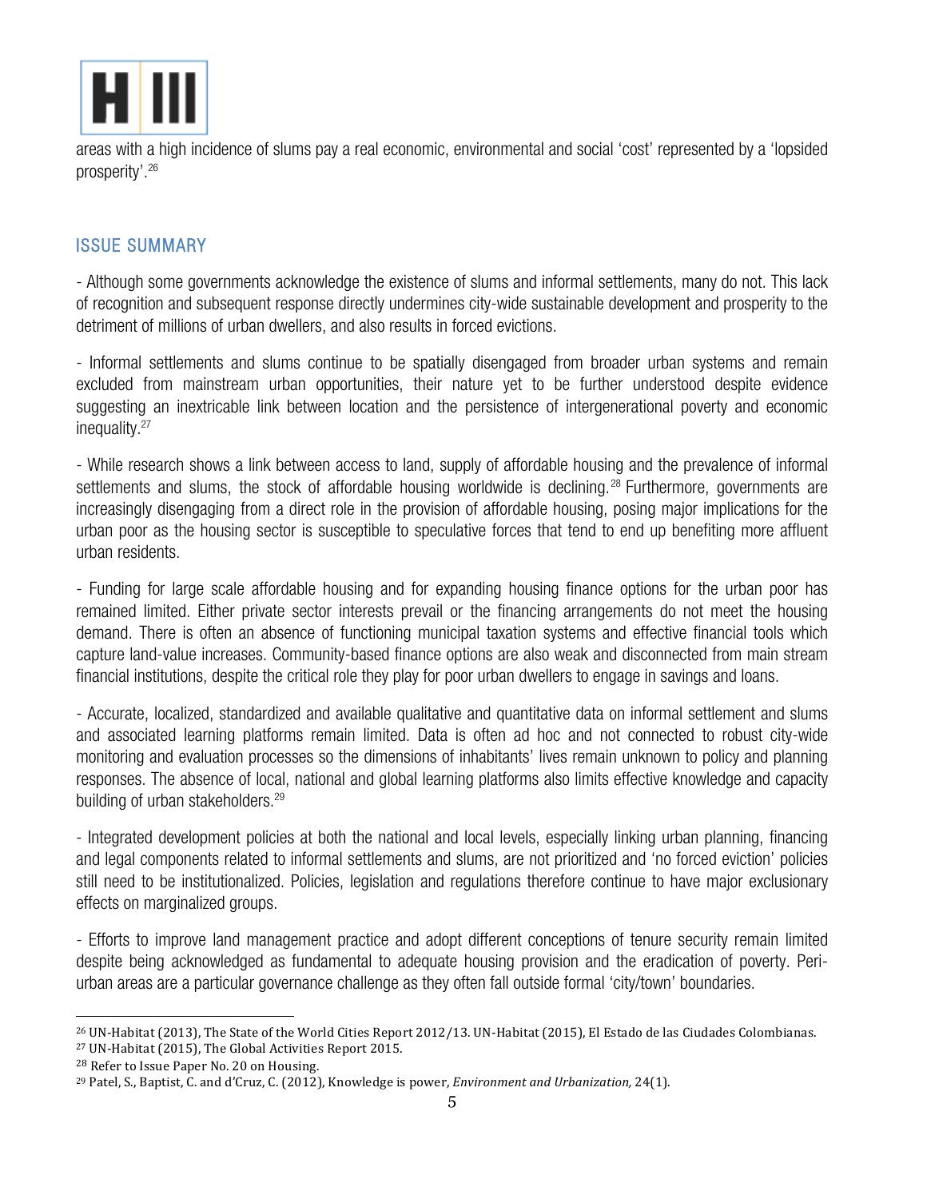areas with a high incidence of slums pay a real economic, environmental and social 'cost' represented by a 'lopsided prosperity'.[26]

## ISSUE SUMMARY

- Although some governments acknowledge the existence of slums and informal settlements, many do not. This lack of recognition and subsequent response directly undermines city-wide sustainable development and prosperity to the detriment of millions of urban dwellers, and also results in forced evictions.

- Informal settlements and slums continue to be spatially disengaged from broader urban systems and remain excluded from mainstream urban opportunities, their nature yet to be further understood despite evidence suggesting an inextricable link between location and the persistence of intergenerational poverty and economic inequality.[27]

- While research shows a link between access to land, supply of affordable housing and the prevalence of informal settlements and slums, the stock of affordable housing worldwide is declining.[28] Furthermore, governments are increasingly disengaging from a direct role in the provision of affordable housing, posing major implications for the urban poor as the housing sector is susceptible to speculative forces that tend to end up benefiting more affluent urban residents.

- Funding for large scale affordable housing and for expanding housing finance options for the urban poor has remained limited. Either private sector interests prevail or the financing arrangements do not meet the housing demand. There is often an absence of functioning municipal taxation systems and effective financial tools which capture land-value increases. Community-based finance options are also weak and disconnected from main stream financial institutions, despite the critical role they play for poor urban dwellers to engage in savings and loans.

- Accurate, localized, standardized and available qualitative and quantitative data on informal settlement and slums and associated learning platforms remain limited. Data is often ad hoc and not connected to robust city-wide monitoring and evaluation processes so the dimensions of inhabitants' lives remain unknown to policy and planning responses. The absence of local, national and global learning platforms also limits effective knowledge and capacity building of urban stakeholders.[29]

- Integrated development policies at both the national and local levels, especially linking urban planning, financing and legal components related to informal settlements and slums, are not prioritized and 'no forced eviction' policies still need to be institutionalized. Policies, legislation and regulations therefore continue to have major exclusionary effects on marginalized groups.

- Efforts to improve land management practice and adopt different conceptions of tenure security remain limited despite being acknowledged as fundamental to adequate housing provision and the eradication of poverty. Peri-urban areas are a particular governance challenge as they often fall outside formal 'city/town' boundaries.

---

[26] UN-Habitat (2013), The State of the World Cities Report 2012/13. UN-Habitat (2015), El Estado de las Ciudades Colombianas.

[27] UN-Habitat (2015), The Global Activities Report 2015.

[28] Refer to Issue Paper No. 20 on Housing.

[29] Patel, S., Baptist, C. and d'Cruz, C. (2012), Knowledge is power, *Environment and Urbanization,* 24(1).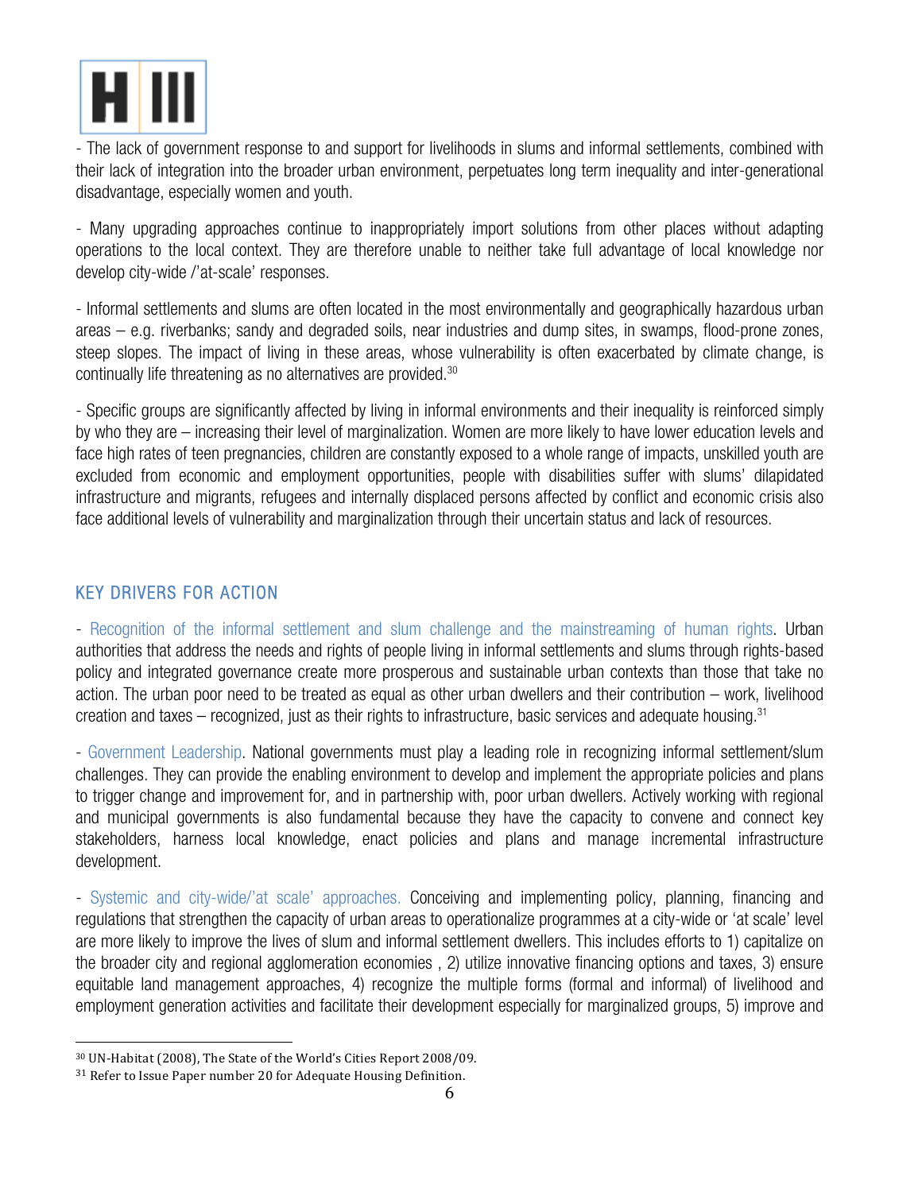- The lack of government response to and support for livelihoods in slums and informal settlements, combined with their lack of integration into the broader urban environment, perpetuates long term inequality and inter-generational disadvantage, especially women and youth.

- Many upgrading approaches continue to inappropriately import solutions from other places without adapting operations to the local context. They are therefore unable to neither take full advantage of local knowledge nor develop city-wide /'at-scale' responses.

- Informal settlements and slums are often located in the most environmentally and geographically hazardous urban areas – e.g. riverbanks; sandy and degraded soils, near industries and dump sites, in swamps, flood-prone zones, steep slopes. The impact of living in these areas, whose vulnerability is often exacerbated by climate change, is continually life threatening as no alternatives are provided.[30]

- Specific groups are significantly affected by living in informal environments and their inequality is reinforced simply by who they are – increasing their level of marginalization. Women are more likely to have lower education levels and face high rates of teen pregnancies, children are constantly exposed to a whole range of impacts, unskilled youth are excluded from economic and employment opportunities, people with disabilities suffer with slums' dilapidated infrastructure and migrants, refugees and internally displaced persons affected by conflict and economic crisis also face additional levels of vulnerability and marginalization through their uncertain status and lack of resources.

## KEY DRIVERS FOR ACTION

- Recognition of the informal settlement and slum challenge and the mainstreaming of human rights. Urban authorities that address the needs and rights of people living in informal settlements and slums through rights-based policy and integrated governance create more prosperous and sustainable urban contexts than those that take no action. The urban poor need to be treated as equal as other urban dwellers and their contribution – work, livelihood creation and taxes – recognized, just as their rights to infrastructure, basic services and adequate housing.[31]

- Government Leadership. National governments must play a leading role in recognizing informal settlement/slum challenges. They can provide the enabling environment to develop and implement the appropriate policies and plans to trigger change and improvement for, and in partnership with, poor urban dwellers. Actively working with regional and municipal governments is also fundamental because they have the capacity to convene and connect key stakeholders, harness local knowledge, enact policies and plans and manage incremental infrastructure development.

- Systemic and city-wide/'at scale' approaches. Conceiving and implementing policy, planning, financing and regulations that strengthen the capacity of urban areas to operationalize programmes at a city-wide or 'at scale' level are more likely to improve the lives of slum and informal settlement dwellers. This includes efforts to 1) capitalize on the broader city and regional agglomeration economies , 2) utilize innovative financing options and taxes, 3) ensure equitable land management approaches, 4) recognize the multiple forms (formal and informal) of livelihood and employment generation activities and facilitate their development especially for marginalized groups, 5) improve and

[30] UN-Habitat (2008), The State of the World's Cities Report 2008/09.

[31] Refer to Issue Paper number 20 for Adequate Housing Definition.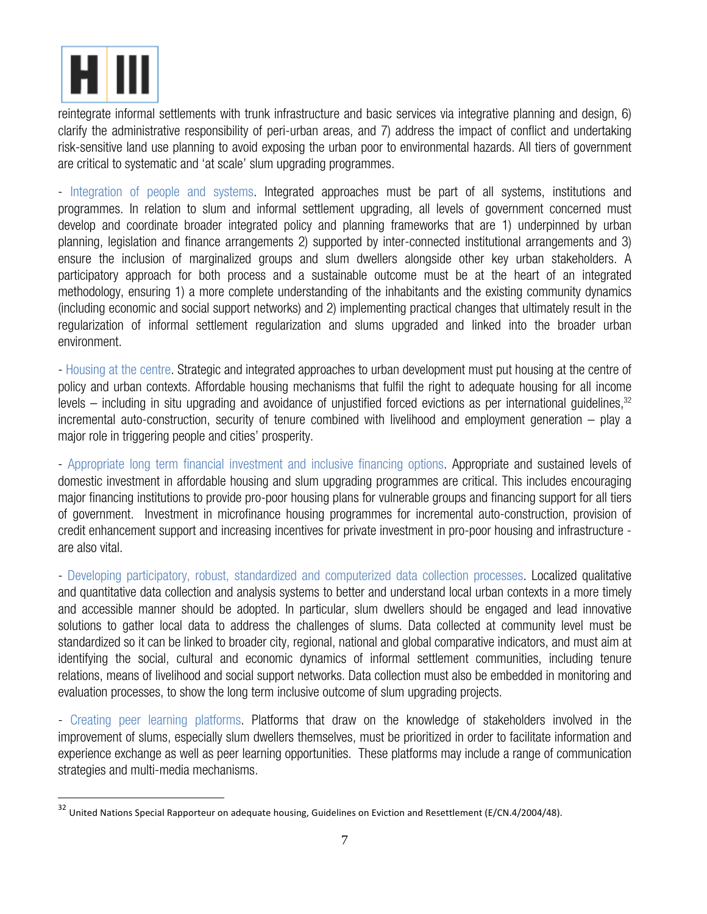reintegrate informal settlements with trunk infrastructure and basic services via integrative planning and design, 6) clarify the administrative responsibility of peri-urban areas, and 7) address the impact of conflict and undertaking risk-sensitive land use planning to avoid exposing the urban poor to environmental hazards. All tiers of government are critical to systematic and 'at scale' slum upgrading programmes.

- Integration of people and systems. Integrated approaches must be part of all systems, institutions and programmes. In relation to slum and informal settlement upgrading, all levels of government concerned must develop and coordinate broader integrated policy and planning frameworks that are 1) underpinned by urban planning, legislation and finance arrangements 2) supported by inter-connected institutional arrangements and 3) ensure the inclusion of marginalized groups and slum dwellers alongside other key urban stakeholders. A participatory approach for both process and a sustainable outcome must be at the heart of an integrated methodology, ensuring 1) a more complete understanding of the inhabitants and the existing community dynamics (including economic and social support networks) and 2) implementing practical changes that ultimately result in the regularization of informal settlement regularization and slums upgraded and linked into the broader urban environment.

- Housing at the centre. Strategic and integrated approaches to urban development must put housing at the centre of policy and urban contexts. Affordable housing mechanisms that fulfil the right to adequate housing for all income levels – including in situ upgrading and avoidance of unjustified forced evictions as per international guidelines,[32] incremental auto-construction, security of tenure combined with livelihood and employment generation – play a major role in triggering people and cities' prosperity.

- Appropriate long term financial investment and inclusive financing options. Appropriate and sustained levels of domestic investment in affordable housing and slum upgrading programmes are critical. This includes encouraging major financing institutions to provide pro-poor housing plans for vulnerable groups and financing support for all tiers of government. Investment in microfinance housing programmes for incremental auto-construction, provision of credit enhancement support and increasing incentives for private investment in pro-poor housing and infrastructure - are also vital.

- Developing participatory, robust, standardized and computerized data collection processes. Localized qualitative and quantitative data collection and analysis systems to better and understand local urban contexts in a more timely and accessible manner should be adopted. In particular, slum dwellers should be engaged and lead innovative solutions to gather local data to address the challenges of slums. Data collected at community level must be standardized so it can be linked to broader city, regional, national and global comparative indicators, and must aim at identifying the social, cultural and economic dynamics of informal settlement communities, including tenure relations, means of livelihood and social support networks. Data collection must also be embedded in monitoring and evaluation processes, to show the long term inclusive outcome of slum upgrading projects.

- Creating peer learning platforms. Platforms that draw on the knowledge of stakeholders involved in the improvement of slums, especially slum dwellers themselves, must be prioritized in order to facilitate information and experience exchange as well as peer learning opportunities. These platforms may include a range of communication strategies and multi-media mechanisms.

---

[32] United Nations Special Rapporteur on adequate housing, Guidelines on Eviction and Resettlement (E/CN.4/2004/48).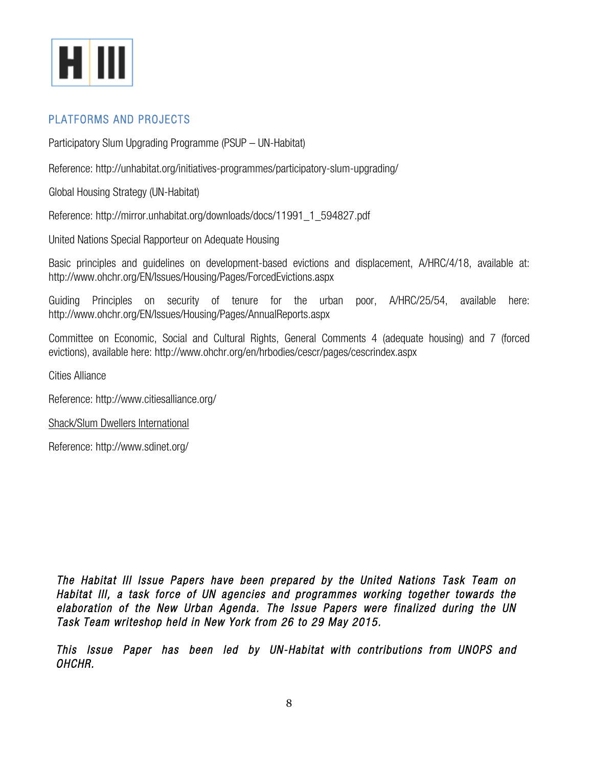## PLATFORMS AND PROJECTS

Participatory Slum Upgrading Programme (PSUP – UN-Habitat)

Reference: http://unhabitat.org/initiatives-programmes/participatory-slum-upgrading/

Global Housing Strategy (UN-Habitat)

Reference: http://mirror.unhabitat.org/downloads/docs/11991_1_594827.pdf

United Nations Special Rapporteur on Adequate Housing

Basic principles and guidelines on development-based evictions and displacement, A/HRC/4/18, available at: http://www.ohchr.org/EN/Issues/Housing/Pages/ForcedEvictions.aspx

Guiding Principles on security of tenure for the urban poor, A/HRC/25/54, available here: http://www.ohchr.org/EN/Issues/Housing/Pages/AnnualReports.aspx

Committee on Economic, Social and Cultural Rights, General Comments 4 (adequate housing) and 7 (forced evictions), available here: http://www.ohchr.org/en/hrbodies/cescr/pages/cescrindex.aspx

Cities Alliance

Reference: http://www.citiesalliance.org/

Shack/Slum Dwellers International

Reference: http://www.sdinet.org/

*The Habitat III Issue Papers have been prepared by the United Nations Task Team on Habitat III, a task force of UN agencies and programmes working together towards the elaboration of the New Urban Agenda. The Issue Papers were finalized during the UN Task Team writeshop held in New York from 26 to 29 May 2015.*

*This Issue Paper has been led by UN-Habitat with contributions from UNOPS and OHCHR.*